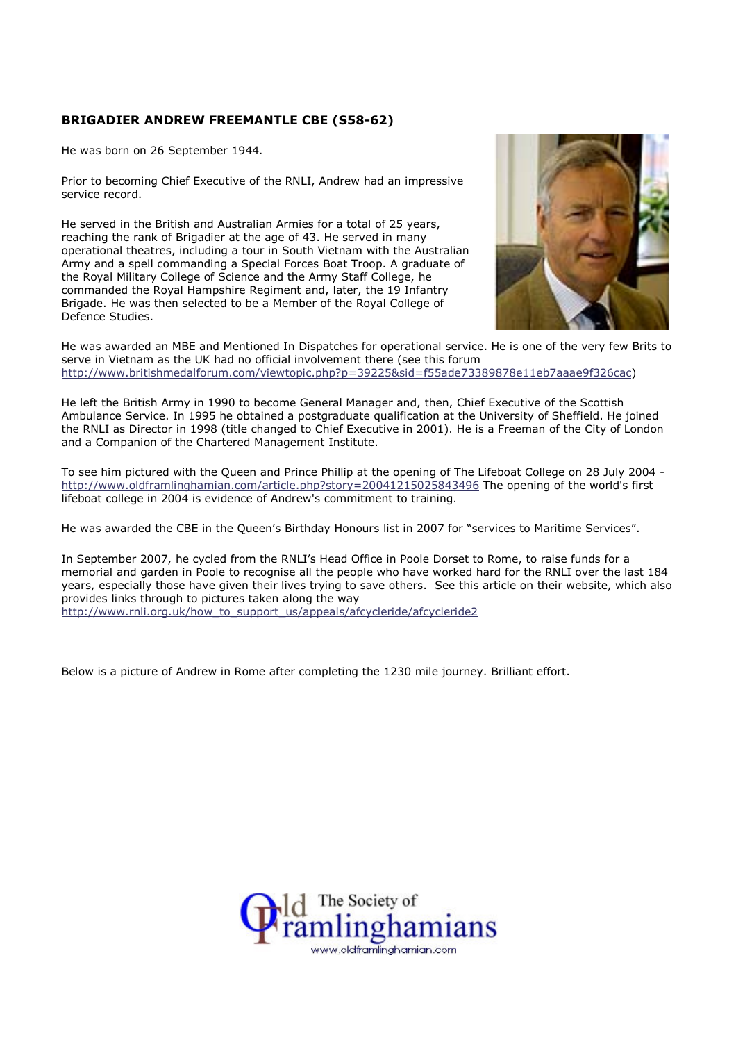**BRIGADIER ANDREW FREEMANTLE CBE (S58-62)**

He was born on 26 September 1944.

Prior to becoming Chief Executive of the RNLI, Andrew had an impressive service record.

He served in the British and Australian Armies for a total of 25 years, reaching the rank of Brigadier at the age of 43. He served in many operational theatres, including a tour in South Vietnam with the Australian Army and a spell commanding a Special Forces Boat Troop. A graduate of the Royal Military College of Science and the Army Staff College, he commanded the Royal Hampshire Regiment and, later, the 19 Infantry Brigade. He was then selected to be a Member of the Royal College of Defence Studies.

He was awarded an MBE and Mentioned In Dispatches for operational service. He is one of the very few Brits to serve in Vietnam as the UK had no official involvement there (see this forum http://www.britishmedalforum.com/viewtopic.php?p=39225&sid=f55ade73389878e11eb7aaae9f326cac)

He left the British Army in 1990 to become General Manager and, then, Chief Executive of the Scottish Ambulance Service. In 1995 he obtained a postgraduate qualification at the University of Sheffield. He joined the RNLI as Director in 1998 (title changed to Chief Executive in 2001). He is a Freeman of the City of London and a Companion of the Chartered Management Institute.

To see him pictured with the Queen and Prince Phillip at the opening of The Lifeboat College on 28 July 2004 - http://www.oldframlinghamian.com/article.php?story=20041215025843496 The opening of the world's first lifeboat college in 2004 is evidence of Andrew's commitment to training.

He was awarded the CBE in the Queen's Birthday Honours list in 2007 for "services to Maritime Services".

In September 2007, he cycled from the RNLI's Head Office in Poole Dorset to Rome, to raise funds for a memorial and garden in Poole to recognise all the people who have worked hard for the RNLI over the last 184 years, especially those have given their lives trying to save others. See this article on their website, which also provides links through to pictures taken along the way http://www.rnli.org.uk/how_to_support_us/appeals/afcycleride/afcycleride2

Below is a picture of Andrew in Rome after completing the 1230 mile journey. Brilliant effort.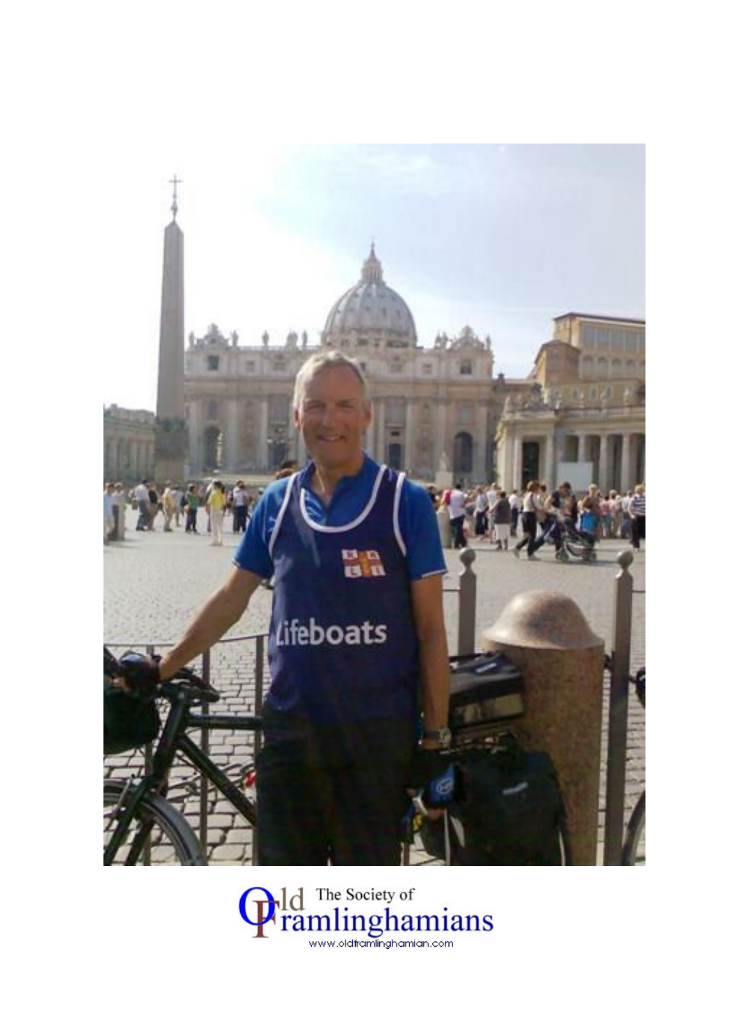The Society of Old Framlinghamians

www.oldframlinghamian.com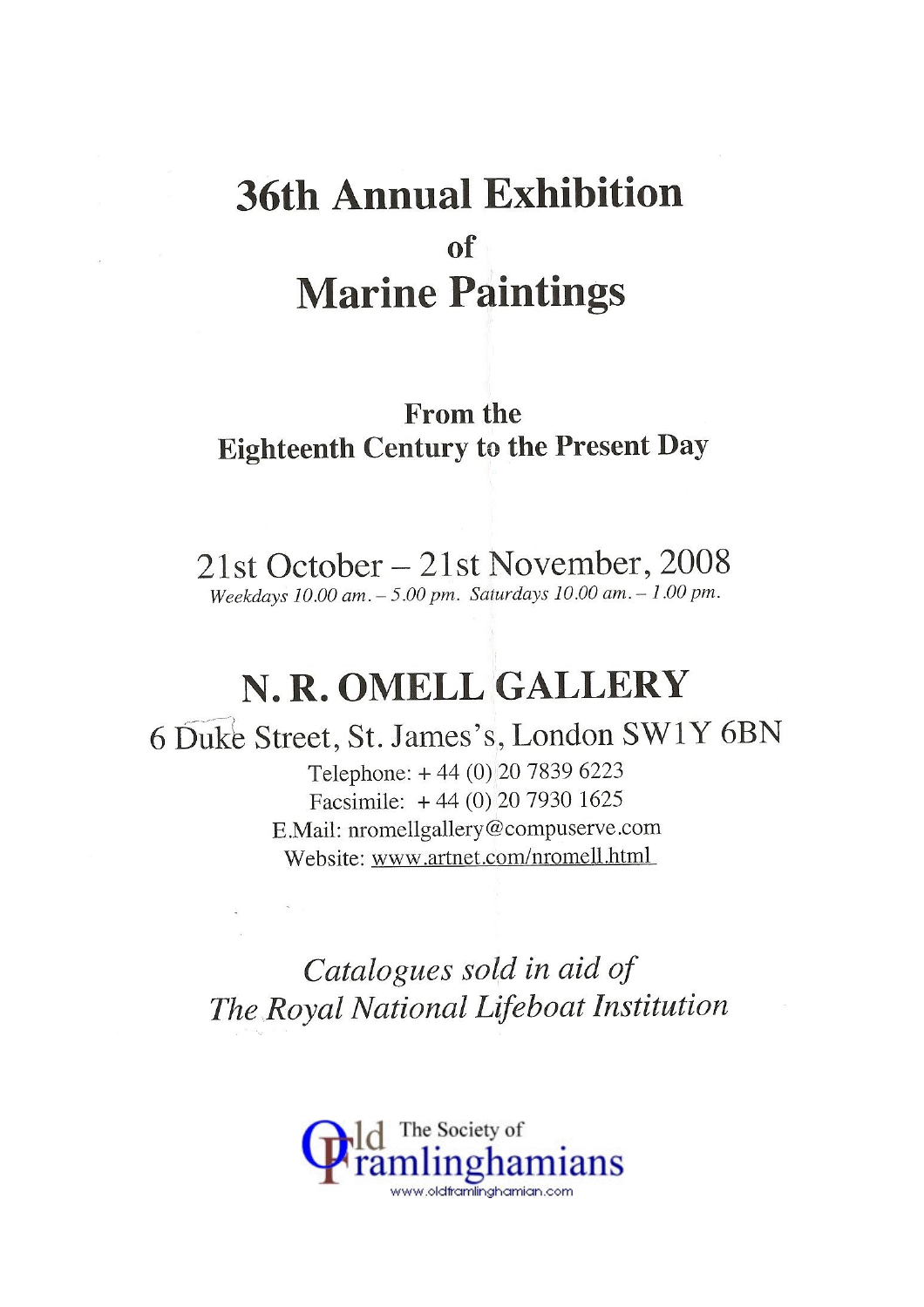# 36th Annual Exhibition

## of

# Marine Paintings

### From the
### Eighteenth Century to the Present Day

21st October – 21st November, 2008

*Weekdays 10.00 am. – 5.00 pm. Saturdays 10.00 am. – 1.00 pm.*

## N. R. OMELL GALLERY

6 Duke Street, St. James's, London SW1Y 6BN

Telephone: + 44 (0) 20 7839 6223
Facsimile: + 44 (0) 20 7930 1625
E.Mail: nromellgallery@compuserve.com
Website: www.artnet.com/nromell.html

*Catalogues sold in aid of*
*The Royal National Lifeboat Institution*

The Society of Old Framlinghamians
www.oldframlinghamian.com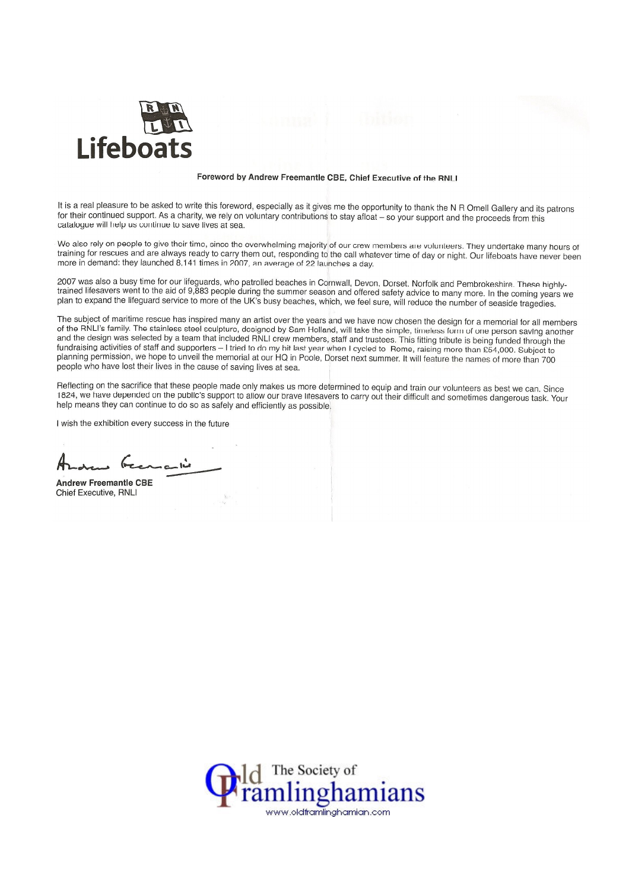**Lifeboats**

**Foreword by Andrew Freemantle CBE, Chief Executive of the RNLI**

It is a real pleasure to be asked to write this foreword, especially as it gives me the opportunity to thank the N R Omell Gallery and its patrons for their continued support. As a charity, we rely on voluntary contributions to stay afloat – so your support and the proceeds from this catalogue will help us continue to save lives at sea.

We also rely on people to give their time, since the overwhelming majority of our crew members are volunteers. They undertake many hours of training for rescues and are always ready to carry them out, responding to the call whatever time of day or night. Our lifeboats have never been more in demand: they launched 8,141 times in 2007, an average of 22 launches a day.

2007 was also a busy time for our lifeguards, who patrolled beaches in Cornwall, Devon, Dorset, Norfolk and Pembrokeshire. These highly-trained lifesavers went to the aid of 9,883 people during the summer season and offered safety advice to many more. In the coming years we plan to expand the lifeguard service to more of the UK's busy beaches, which, we feel sure, will reduce the number of seaside tragedies.

The subject of maritime rescue has inspired many an artist over the years and we have now chosen the design for a memorial for all members of the RNLI's family. The stainless steel sculpture, designed by Sam Holland, will take the simple, timeless form of one person saving another and the design was selected by a team that included RNLI crew members, staff and trustees. This fitting tribute is being funded through the fundraising activities of staff and supporters – I tried to do my bit last year when I cycled to Rome, raising more than £54,000. Subject to planning permission, we hope to unveil the memorial at our HQ in Poole, Dorset next summer. It will feature the names of more than 700 people who have lost their lives in the cause of saving lives at sea.

Reflecting on the sacrifice that these people made only makes us more determined to equip and train our volunteers as best we can. Since 1824, we have depended on the public's support to allow our brave lifesavers to carry out their difficult and sometimes dangerous task. Your help means they can continue to do so as safely and efficiently as possible.

I wish the exhibition every success in the future

**Andrew Freemantle CBE**
Chief Executive, RNLI

The Society of Old Framlinghamians
www.oldframlinghamian.com